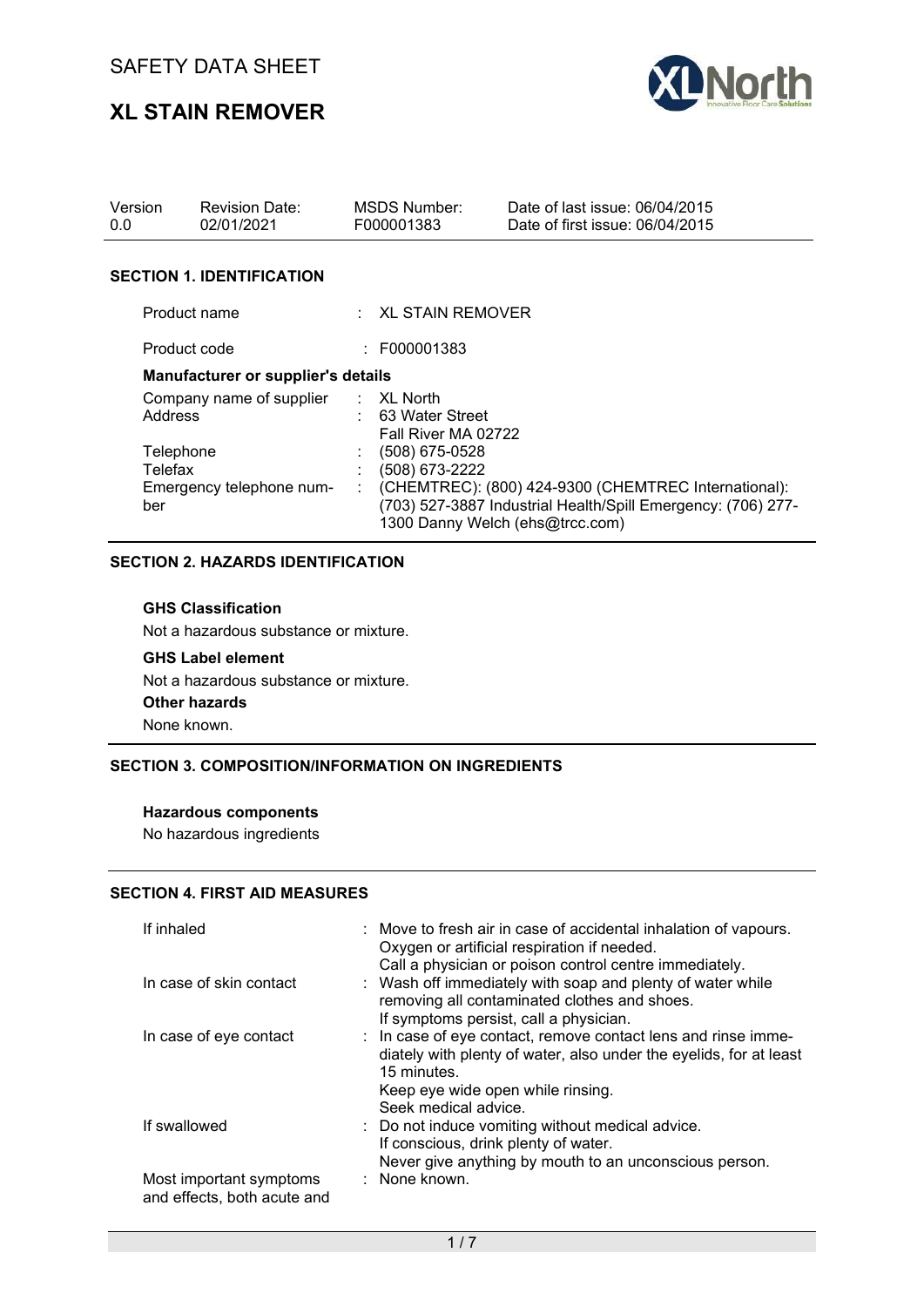SAFETY DATA SHEET

# XL STAIN REMOVER

| Version | Revision Date: | MSDS Number: | Date of last issue: 06/04/2015 |
|---|---|---|---|
| 0.0 | 02/01/2021 | F000001383 | Date of first issue: 06/04/2015 |

## SECTION 1. IDENTIFICATION

Product name : XL STAIN REMOVER

Product code : F000001383

**Manufacturer or supplier's details**

Company name of supplier : XL North

Address : 63 Water Street
Fall River MA 02722

Telephone : (508) 675-0528

Telefax : (508) 673-2222

Emergency telephone number : (CHEMTREC): (800) 424-9300 (CHEMTREC International): (703) 527-3887 Industrial Health/Spill Emergency: (706) 277-1300 Danny Welch (ehs@trcc.com)

## SECTION 2. HAZARDS IDENTIFICATION

**GHS Classification**

Not a hazardous substance or mixture.

**GHS Label element**

Not a hazardous substance or mixture.

**Other hazards**

None known.

## SECTION 3. COMPOSITION/INFORMATION ON INGREDIENTS

**Hazardous components**

No hazardous ingredients

## SECTION 4. FIRST AID MEASURES

If inhaled : Move to fresh air in case of accidental inhalation of vapours.
Oxygen or artificial respiration if needed.
Call a physician or poison control centre immediately.

In case of skin contact : Wash off immediately with soap and plenty of water while removing all contaminated clothes and shoes.
If symptoms persist, call a physician.

In case of eye contact : In case of eye contact, remove contact lens and rinse immediately with plenty of water, also under the eyelids, for at least 15 minutes.
Keep eye wide open while rinsing.
Seek medical advice.

If swallowed : Do not induce vomiting without medical advice.
If conscious, drink plenty of water.
Never give anything by mouth to an unconscious person.

Most important symptoms and effects, both acute and : None known.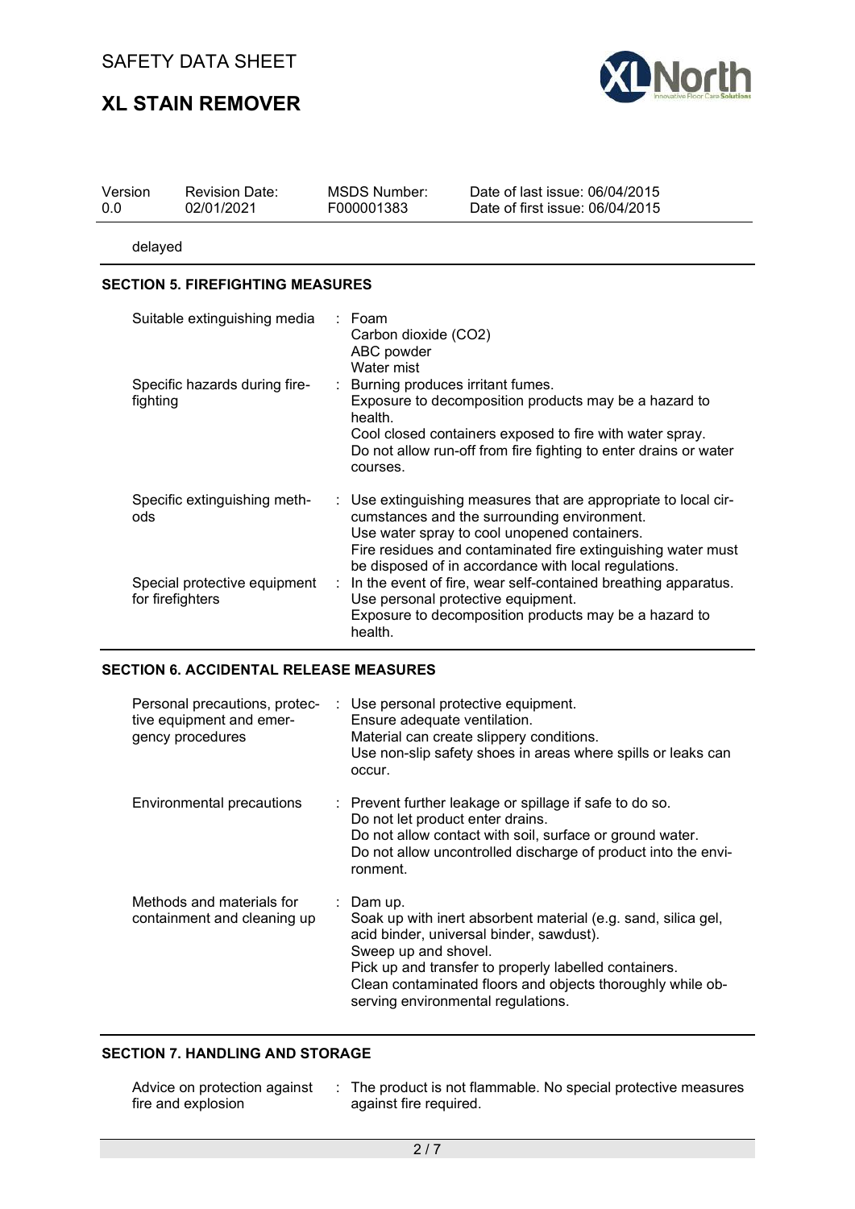delayed

## SECTION 5. FIREFIGHTING MEASURES

| | |
|---|---|
| Suitable extinguishing media | : Foam<br>Carbon dioxide ($CO_2$)<br>ABC powder<br>Water mist |
| Specific hazards during fire-fighting | : Burning produces irritant fumes.<br>Exposure to decomposition products may be a hazard to health.<br>Cool closed containers exposed to fire with water spray.<br>Do not allow run-off from fire fighting to enter drains or water courses. |
| Specific extinguishing methods | : Use extinguishing measures that are appropriate to local circumstances and the surrounding environment.<br>Use water spray to cool unopened containers.<br>Fire residues and contaminated fire extinguishing water must be disposed of in accordance with local regulations. |
| Special protective equipment for firefighters | : In the event of fire, wear self-contained breathing apparatus.<br>Use personal protective equipment.<br>Exposure to decomposition products may be a hazard to health. |

## SECTION 6. ACCIDENTAL RELEASE MEASURES

| | |
|---|---|
| Personal precautions, protective equipment and emergency procedures | : Use personal protective equipment.<br>Ensure adequate ventilation.<br>Material can create slippery conditions.<br>Use non-slip safety shoes in areas where spills or leaks can occur. |
| Environmental precautions | : Prevent further leakage or spillage if safe to do so.<br>Do not let product enter drains.<br>Do not allow contact with soil, surface or ground water.<br>Do not allow uncontrolled discharge of product into the environment. |
| Methods and materials for containment and cleaning up | : Dam up.<br>Soak up with inert absorbent material (e.g. sand, silica gel, acid binder, universal binder, sawdust).<br>Sweep up and shovel.<br>Pick up and transfer to properly labelled containers.<br>Clean contaminated floors and objects thoroughly while observing environmental regulations. |

## SECTION 7. HANDLING AND STORAGE

| | |
|---|---|
| Advice on protection against fire and explosion | : The product is not flammable. No special protective measures against fire required. |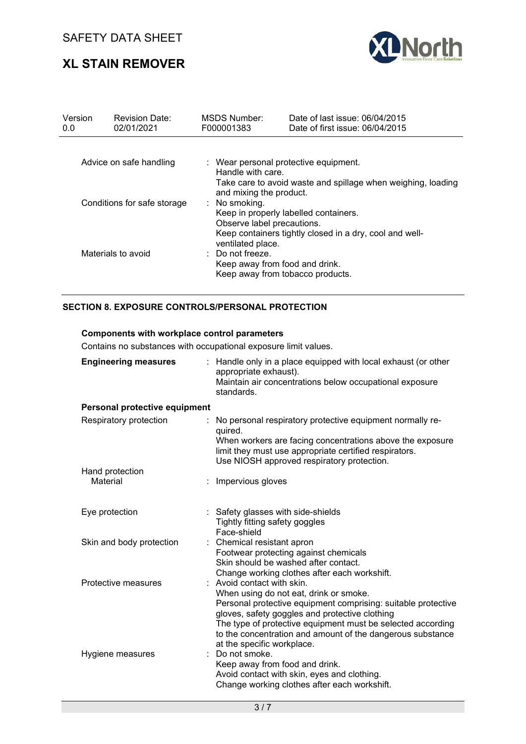| Version | Revision Date: | MSDS Number: | Date of last issue: 06/04/2015 |
| --- | --- | --- | --- |
| 0.0 | 02/01/2021 | F000001383 | Date of first issue: 06/04/2015 |

| | |
| --- | --- |
| Advice on safe handling | : Wear personal protective equipment.<br>Handle with care.<br>Take care to avoid waste and spillage when weighing, loading and mixing the product. |
| Conditions for safe storage | : No smoking.<br>Keep in properly labelled containers.<br>Observe label precautions.<br>Keep containers tightly closed in a dry, cool and well-ventilated place. |
| Materials to avoid | : Do not freeze.<br>Keep away from food and drink.<br>Keep away from tobacco products. |

## SECTION 8. EXPOSURE CONTROLS/PERSONAL PROTECTION

**Components with workplace control parameters**

Contains no substances with occupational exposure limit values.

| | |
| --- | --- |
| **Engineering measures** | : Handle only in a place equipped with local exhaust (or other appropriate exhaust).<br>Maintain air concentrations below occupational exposure standards. |

**Personal protective equipment**

| | |
| --- | --- |
| Respiratory protection | : No personal respiratory protective equipment normally required.<br>When workers are facing concentrations above the exposure limit they must use appropriate certified respirators.<br>Use NIOSH approved respiratory protection. |
| Hand protection<br>Material | : Impervious gloves |
| Eye protection | : Safety glasses with side-shields<br>Tightly fitting safety goggles<br>Face-shield |
| Skin and body protection | : Chemical resistant apron<br>Footwear protecting against chemicals<br>Skin should be washed after contact.<br>Change working clothes after each workshift. |
| Protective measures | : Avoid contact with skin.<br>When using do not eat, drink or smoke.<br>Personal protective equipment comprising: suitable protective gloves, safety goggles and protective clothing<br>The type of protective equipment must be selected according to the concentration and amount of the dangerous substance at the specific workplace. |
| Hygiene measures | : Do not smoke.<br>Keep away from food and drink.<br>Avoid contact with skin, eyes and clothing.<br>Change working clothes after each workshift. |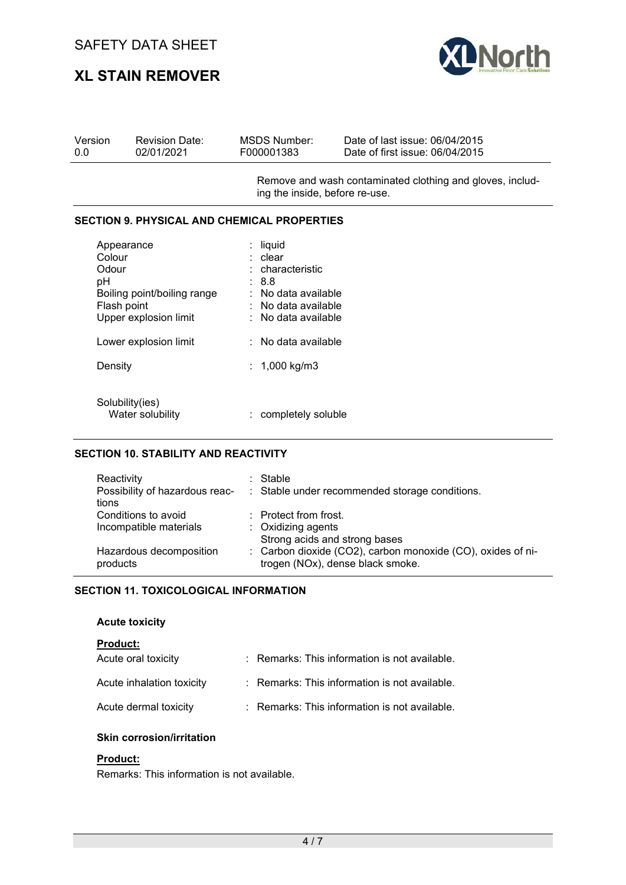| Version | Revision Date: | MSDS Number: | Date of last issue: 06/04/2015 |
|---|---|---|---|
| 0.0 | 02/01/2021 | F000001383 | Date of first issue: 06/04/2015 |

Remove and wash contaminated clothing and gloves, including the inside, before re-use.

## SECTION 9. PHYSICAL AND CHEMICAL PROPERTIES

| | | |
|---|---|---|
| Appearance | : | liquid |
| Colour | : | clear |
| Odour | : | characteristic |
| pH | : | 8.8 |
| Boiling point/boiling range | : | No data available |
| Flash point | : | No data available |
| Upper explosion limit | : | No data available |
| Lower explosion limit | : | No data available |
| Density | : | 1,000 kg/m3 |
| Solubility(ies) | | |
| Water solubility | : | completely soluble |

## SECTION 10. STABILITY AND REACTIVITY

| | | |
|---|---|---|
| Reactivity | : | Stable |
| Possibility of hazardous reactions | : | Stable under recommended storage conditions. |
| Conditions to avoid | : | Protect from frost. |
| Incompatible materials | : | Oxidizing agents<br>Strong acids and strong bases |
| Hazardous decomposition products | : | Carbon dioxide ($CO_2$), carbon monoxide (CO), oxides of nitrogen ($NO_x$), dense black smoke. |

## SECTION 11. TOXICOLOGICAL INFORMATION

### Acute toxicity

**Product:**

| | | |
|---|---|---|
| Acute oral toxicity | : | Remarks: This information is not available. |
| Acute inhalation toxicity | : | Remarks: This information is not available. |
| Acute dermal toxicity | : | Remarks: This information is not available. |

### Skin corrosion/irritation

**Product:**

Remarks: This information is not available.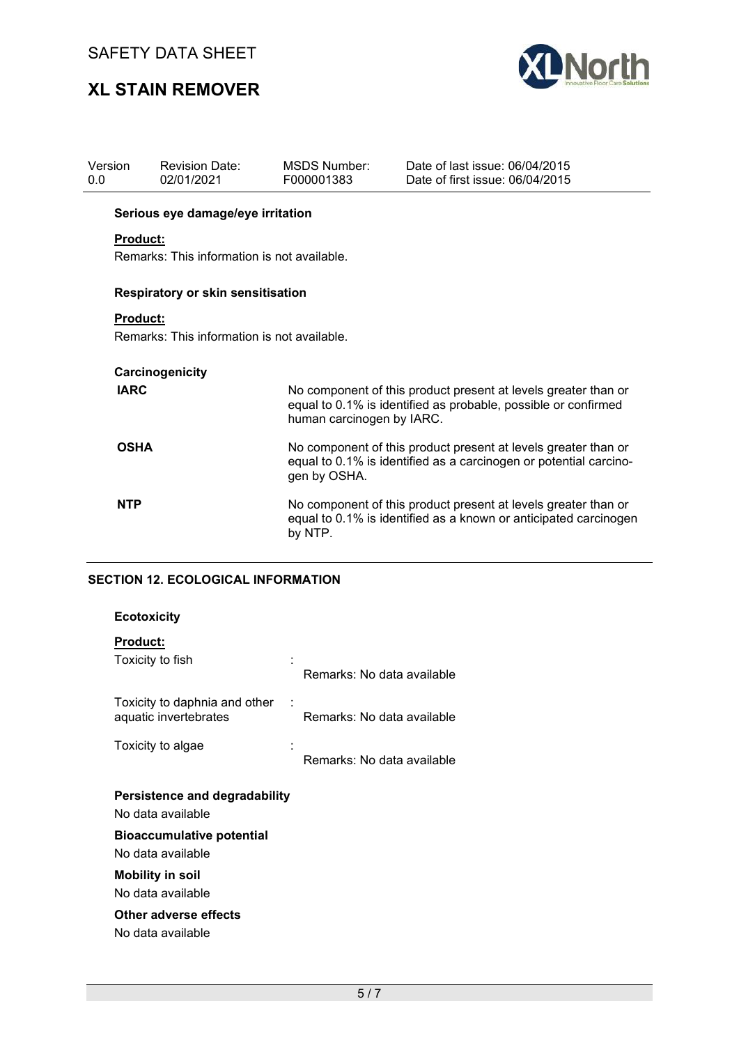**Serious eye damage/eye irritation**

**Product:**

Remarks: This information is not available.

**Respiratory or skin sensitisation**

**Product:**

Remarks: This information is not available.

**Carcinogenicity**

| | |
|---|---|
| **IARC** | No component of this product present at levels greater than or equal to 0.1% is identified as probable, possible or confirmed human carcinogen by IARC. |
| **OSHA** | No component of this product present at levels greater than or equal to 0.1% is identified as a carcinogen or potential carcinogen by OSHA. |
| **NTP** | No component of this product present at levels greater than or equal to 0.1% is identified as a known or anticipated carcinogen by NTP. |

## SECTION 12. ECOLOGICAL INFORMATION

**Ecotoxicity**

**Product:**

| | | |
|---|---|---|
| Toxicity to fish | : | Remarks: No data available |
| Toxicity to daphnia and other aquatic invertebrates | : | Remarks: No data available |
| Toxicity to algae | : | Remarks: No data available |

**Persistence and degradability**

No data available

**Bioaccumulative potential**

No data available

**Mobility in soil**

No data available

**Other adverse effects**

No data available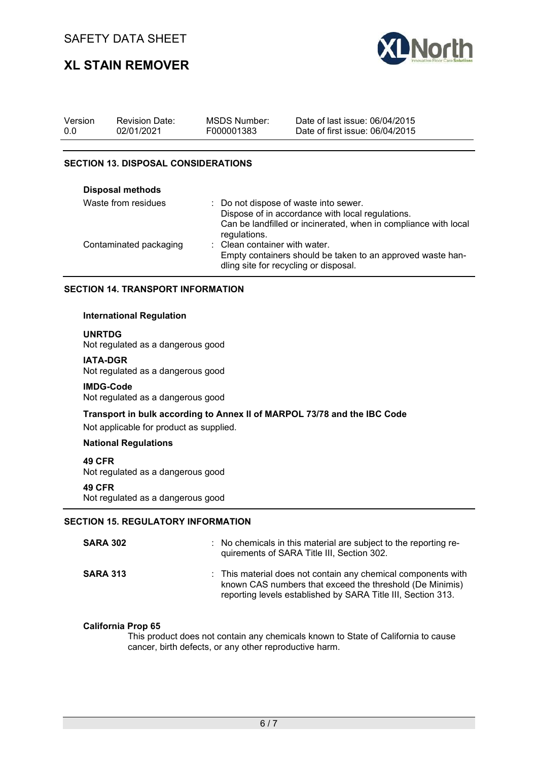## SECTION 13. DISPOSAL CONSIDERATIONS

**Disposal methods**

| | |
|---|---|
| Waste from residues | : Do not dispose of waste into sewer.<br>Dispose of in accordance with local regulations.<br>Can be landfilled or incinerated, when in compliance with local regulations. |
| Contaminated packaging | : Clean container with water.<br>Empty containers should be taken to an approved waste handling site for recycling or disposal. |

## SECTION 14. TRANSPORT INFORMATION

**International Regulation**

**UNRTDG**
Not regulated as a dangerous good

**IATA-DGR**
Not regulated as a dangerous good

**IMDG-Code**
Not regulated as a dangerous good

**Transport in bulk according to Annex II of MARPOL 73/78 and the IBC Code**
Not applicable for product as supplied.

**National Regulations**

**49 CFR**
Not regulated as a dangerous good

**49 CFR**
Not regulated as a dangerous good

## SECTION 15. REGULATORY INFORMATION

| | |
|---|---|
| **SARA 302** | : No chemicals in this material are subject to the reporting requirements of SARA Title III, Section 302. |
| **SARA 313** | : This material does not contain any chemical components with known CAS numbers that exceed the threshold (De Minimis) reporting levels established by SARA Title III, Section 313. |

**California Prop 65**
This product does not contain any chemicals known to State of California to cause cancer, birth defects, or any other reproductive harm.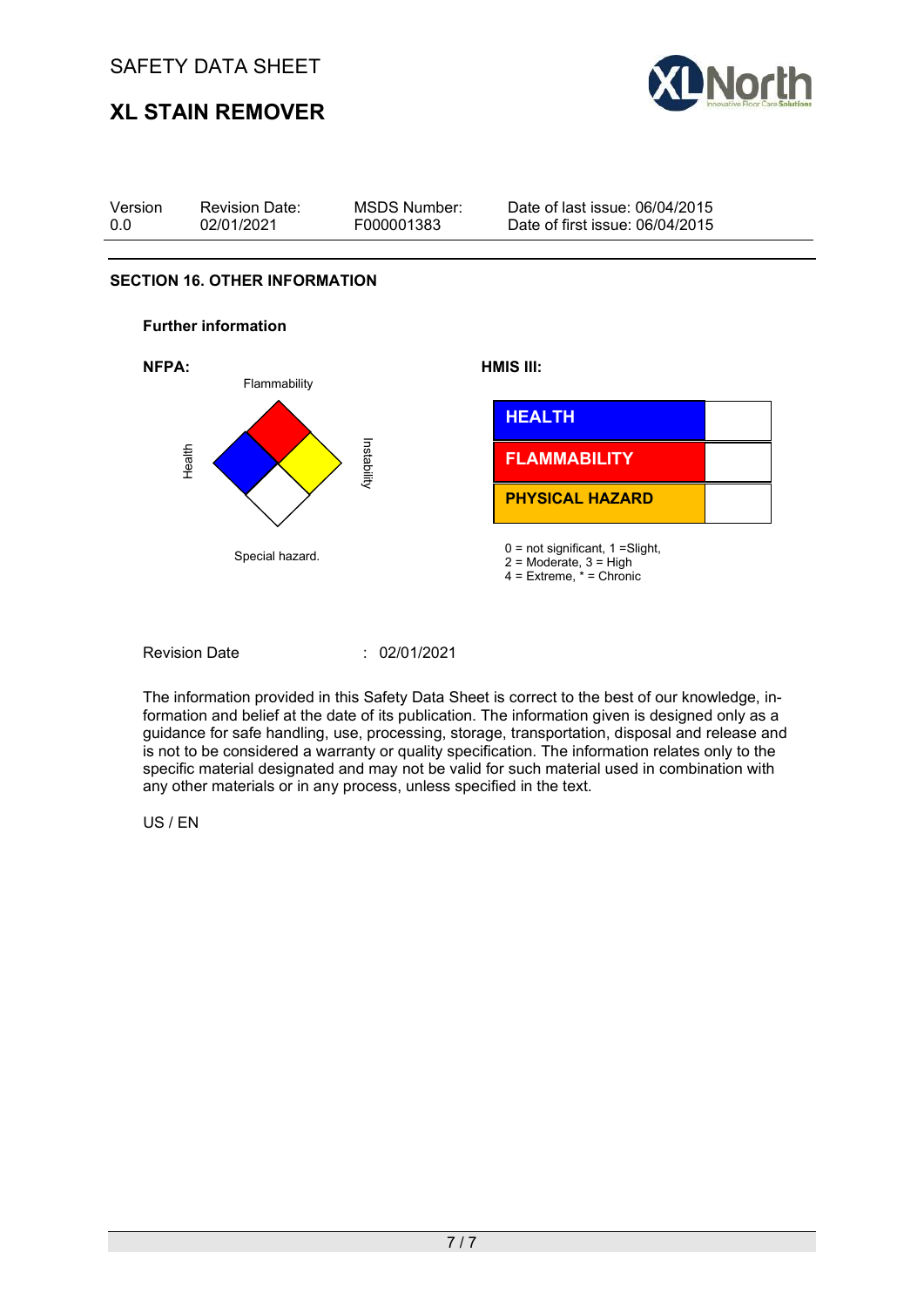SAFETY DATA SHEET

# XL STAIN REMOVER

| Version | Revision Date: | MSDS Number: | Date of last issue: 06/04/2015 |
|---|---|---|---|
| 0.0 | 02/01/2021 | F000001383 | Date of first issue: 06/04/2015 |

## SECTION 16. OTHER INFORMATION

### Further information

**NFPA:**

Flammability

Health

Instability

Special hazard.

**HMIS III:**

| | |
|---|---|
| HEALTH | |
| FLAMMABILITY | |
| PHYSICAL HAZARD | |

0 = not significant, 1 =Slight,
2 = Moderate, 3 = High
4 = Extreme, * = Chronic

Revision Date : 02/01/2021

The information provided in this Safety Data Sheet is correct to the best of our knowledge, information and belief at the date of its publication. The information given is designed only as a guidance for safe handling, use, processing, storage, transportation, disposal and release and is not to be considered a warranty or quality specification. The information relates only to the specific material designated and may not be valid for such material used in combination with any other materials or in any process, unless specified in the text.

US / EN